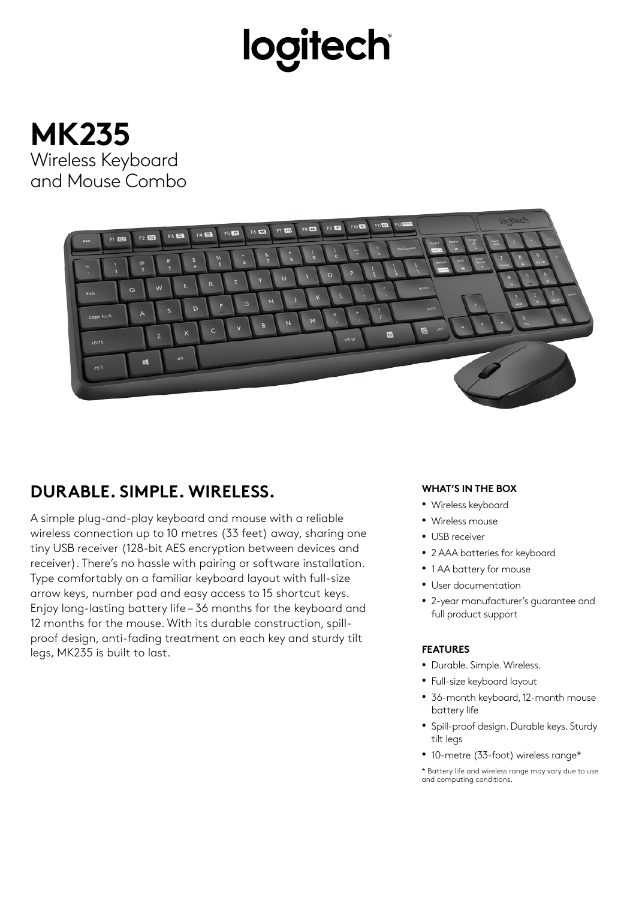logitech

# MK235

Wireless Keyboard and Mouse Combo

## DURABLE. SIMPLE. WIRELESS.

A simple plug-and-play keyboard and mouse with a reliable wireless connection up to 10 metres (33 feet) away, sharing one tiny USB receiver (128-bit AES encryption between devices and receiver). There's no hassle with pairing or software installation. Type comfortably on a familiar keyboard layout with full-size arrow keys, number pad and easy access to 15 shortcut keys. Enjoy long-lasting battery life – 36 months for the keyboard and 12 months for the mouse. With its durable construction, spill-proof design, anti-fading treatment on each key and sturdy tilt legs, MK235 is built to last.

#### WHAT'S IN THE BOX

- Wireless keyboard
- Wireless mouse
- USB receiver
- 2 AAA batteries for keyboard
- 1 AA battery for mouse
- User documentation
- 2-year manufacturer's guarantee and full product support

#### FEATURES

- Durable. Simple. Wireless.
- Full-size keyboard layout
- 36-month keyboard, 12-month mouse battery life
- Spill-proof design. Durable keys. Sturdy tilt legs
- 10-metre (33-foot) wireless range*

* Battery life and wireless range may vary due to use and computing conditions.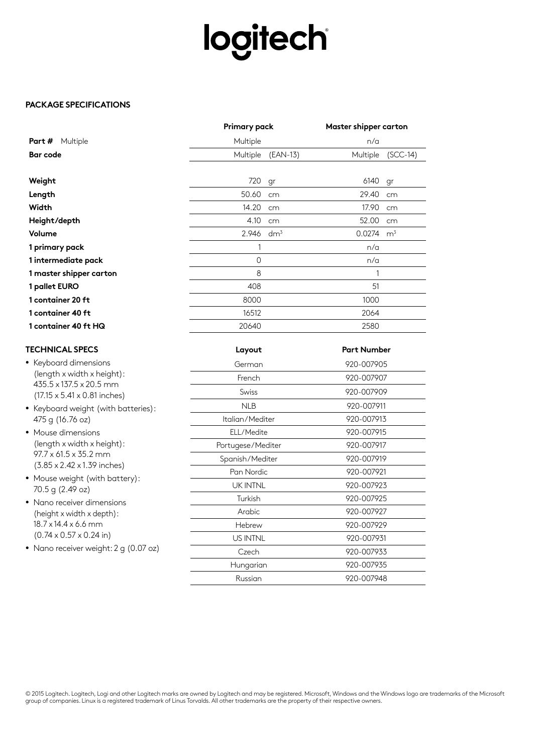# logitech

## PACKAGE SPECIFICATIONS

| | Primary pack | Master shipper carton |
|---|---|---|
| **Part #** Multiple | Multiple | n/a |
| **Bar code** | Multiple (EAN-13) | Multiple (SCC-14) |
| **Weight** | 720 gr | 6140 gr |
| **Length** | 50.60 cm | 29.40 cm |
| **Width** | 14.20 cm | 17.90 cm |
| **Height/depth** | 4.10 cm | 52.00 cm |
| **Volume** | 2.946 $dm^3$ | 0.0274 $m^3$ |
| **1 primary pack** | 1 | n/a |
| **1 intermediate pack** | 0 | n/a |
| **1 master shipper carton** | 8 | 1 |
| **1 pallet EURO** | 408 | 51 |
| **1 container 20 ft** | 8000 | 1000 |
| **1 container 40 ft** | 16512 | 2064 |
| **1 container 40 ft HQ** | 20640 | 2580 |

## TECHNICAL SPECS

- Keyboard dimensions (length x width x height): 435.5 x 137.5 x 20.5 mm (17.15 x 5.41 x 0.81 inches)
- Keyboard weight (with batteries): 475 g (16.76 oz)
- Mouse dimensions (length x width x height): 97.7 x 61.5 x 35.2 mm (3.85 x 2.42 x 1.39 inches)
- Mouse weight (with battery): 70.5 g (2.49 oz)
- Nano receiver dimensions (height x width x depth): 18.7 x 14.4 x 6.6 mm (0.74 x 0.57 x 0.24 in)
- Nano receiver weight: 2 g (0.07 oz)

| Layout | Part Number |
|---|---|
| German | 920-007905 |
| French | 920-007907 |
| Swiss | 920-007909 |
| NLB | 920-007911 |
| Italian/Mediter | 920-007913 |
| ELL/Medite | 920-007915 |
| Portugese/Mediter | 920-007917 |
| Spanish/Mediter | 920-007919 |
| Pan Nordic | 920-007921 |
| UK INTNL | 920-007923 |
| Turkish | 920-007925 |
| Arabic | 920-007927 |
| Hebrew | 920-007929 |
| US INTNL | 920-007931 |
| Czech | 920-007933 |
| Hungarian | 920-007935 |
| Russian | 920-007948 |

© 2015 Logitech. Logitech, Logi and other Logitech marks are owned by Logitech and may be registered. Microsoft, Windows and the Windows logo are trademarks of the Microsoft group of companies. Linux is a registered trademark of Linus Torvalds. All other trademarks are the property of their respective owners.